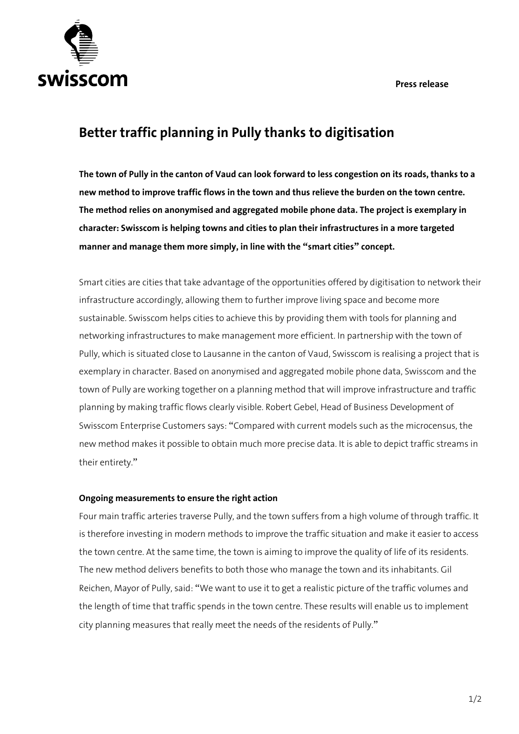swisscom

**Press release**

# Better traffic planning in Pully thanks to digitisation

**The town of Pully in the canton of Vaud can look forward to less congestion on its roads, thanks to a new method to improve traffic flows in the town and thus relieve the burden on the town centre. The method relies on anonymised and aggregated mobile phone data. The project is exemplary in character: Swisscom is helping towns and cities to plan their infrastructures in a more targeted manner and manage them more simply, in line with the "smart cities" concept.**

Smart cities are cities that take advantage of the opportunities offered by digitisation to network their infrastructure accordingly, allowing them to further improve living space and become more sustainable. Swisscom helps cities to achieve this by providing them with tools for planning and networking infrastructures to make management more efficient. In partnership with the town of Pully, which is situated close to Lausanne in the canton of Vaud, Swisscom is realising a project that is exemplary in character. Based on anonymised and aggregated mobile phone data, Swisscom and the town of Pully are working together on a planning method that will improve infrastructure and traffic planning by making traffic flows clearly visible. Robert Gebel, Head of Business Development of Swisscom Enterprise Customers says: "Compared with current models such as the microcensus, the new method makes it possible to obtain much more precise data. It is able to depict traffic streams in their entirety."

**Ongoing measurements to ensure the right action**

Four main traffic arteries traverse Pully, and the town suffers from a high volume of through traffic. It is therefore investing in modern methods to improve the traffic situation and make it easier to access the town centre. At the same time, the town is aiming to improve the quality of life of its residents. The new method delivers benefits to both those who manage the town and its inhabitants. Gil Reichen, Mayor of Pully, said: "We want to use it to get a realistic picture of the traffic volumes and the length of time that traffic spends in the town centre. These results will enable us to implement city planning measures that really meet the needs of the residents of Pully."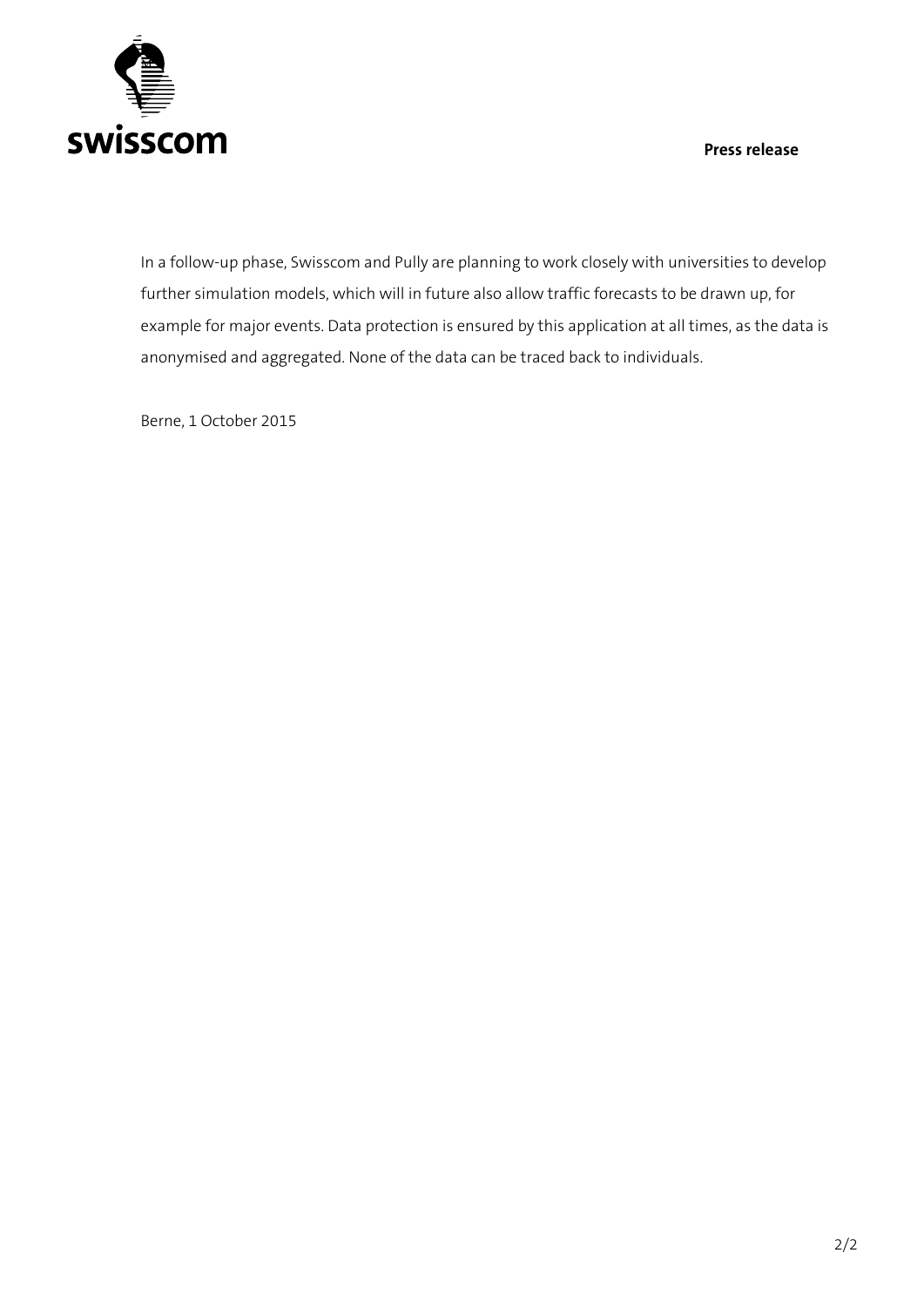In a follow-up phase, Swisscom and Pully are planning to work closely with universities to develop further simulation models, which will in future also allow traffic forecasts to be drawn up, for example for major events. Data protection is ensured by this application at all times, as the data is anonymised and aggregated. None of the data can be traced back to individuals.

Berne, 1 October 2015